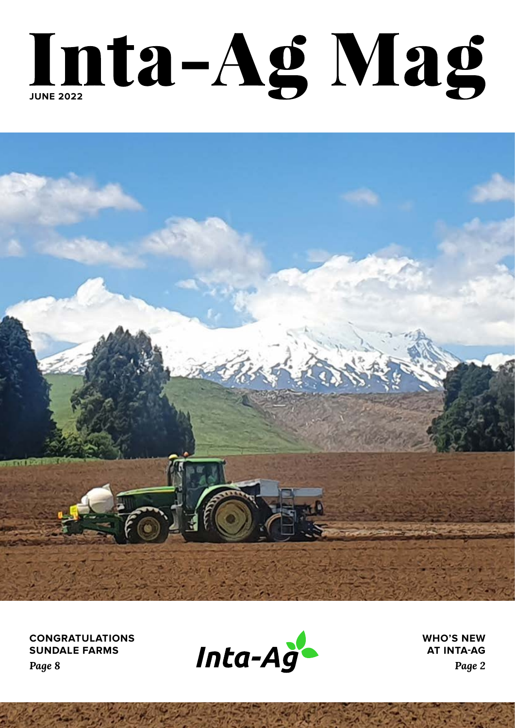# Inta-Ag Mag

**JUNE 2022**

**CONGRATULATIONS SUNDALE FARMS**
*Page 8*

Inta-Ag

**WHO'S NEW AT INTA-AG**
*Page 2*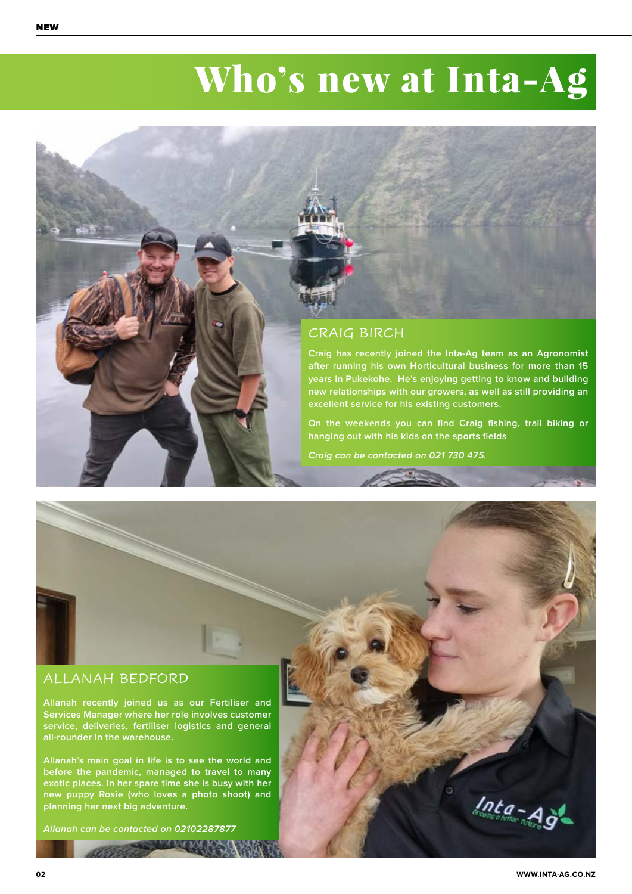# Who's new at Inta-Ag

## CRAIG BIRCH

Craig has recently joined the Inta-Ag team as an Agronomist after running his own Horticultural business for more than 15 years in Pukekohe. He's enjoying getting to know and building new relationships with our growers, as well as still providing an excellent service for his existing customers.

On the weekends you can find Craig fishing, trail biking or hanging out with his kids on the sports fields

*Craig can be contacted on 021 730 475.*

## ALLANAH BEDFORD

Allanah recently joined us as our Fertiliser and Services Manager where her role involves customer service, deliveries, fertiliser logistics and general all-rounder in the warehouse.

Allanah's main goal in life is to see the world and before the pandemic, managed to travel to many exotic places. In her spare time she is busy with her new puppy Rosie (who loves a photo shoot) and planning her next big adventure.

*Allanah can be contacted on 02102287877*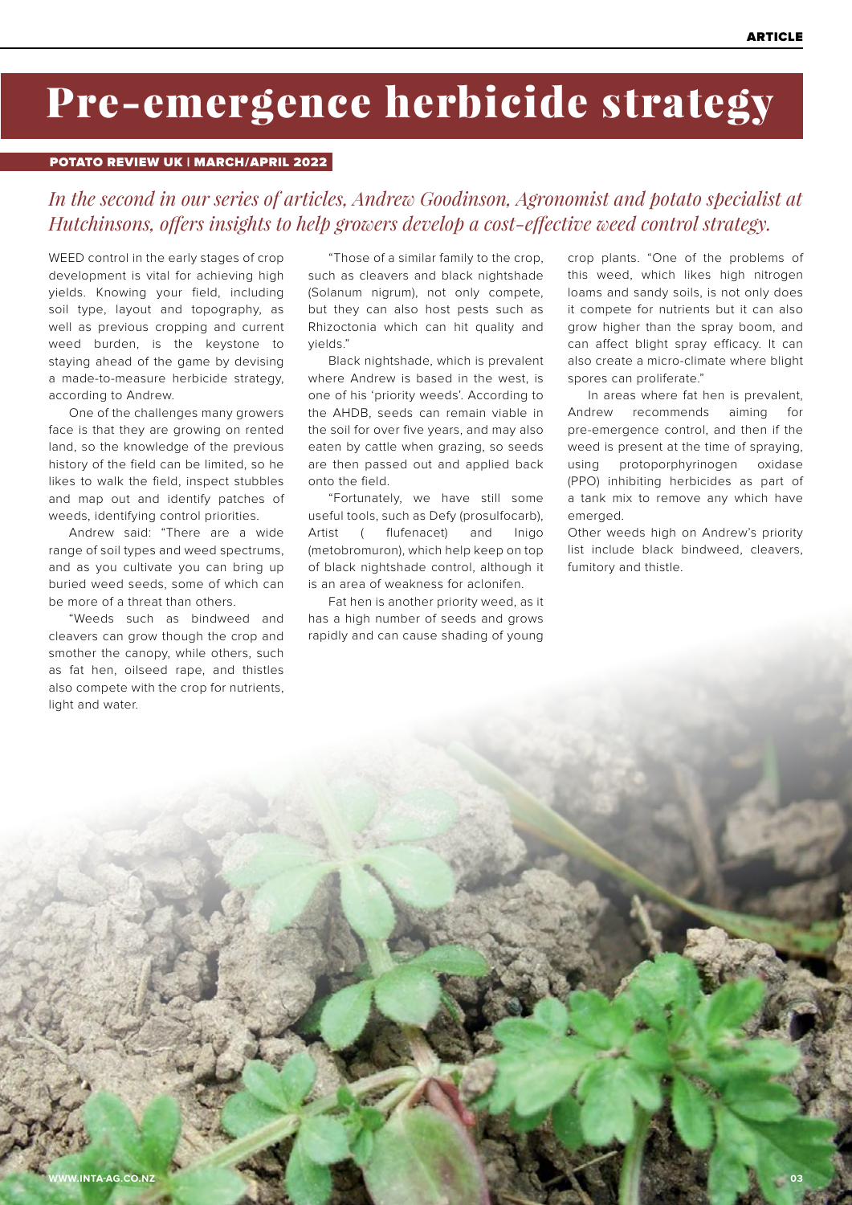# Pre-emergence herbicide strategy

**POTATO REVIEW UK | MARCH/APRIL 2022**

*In the second in our series of articles, Andrew Goodinson, Agronomist and potato specialist at Hutchinsons, offers insights to help growers develop a cost-effective weed control strategy.*

WEED control in the early stages of crop development is vital for achieving high yields. Knowing your field, including soil type, layout and topography, as well as previous cropping and current weed burden, is the keystone to staying ahead of the game by devising a made-to-measure herbicide strategy, according to Andrew.

One of the challenges many growers face is that they are growing on rented land, so the knowledge of the previous history of the field can be limited, so he likes to walk the field, inspect stubbles and map out and identify patches of weeds, identifying control priorities.

Andrew said: "There are a wide range of soil types and weed spectrums, and as you cultivate you can bring up buried weed seeds, some of which can be more of a threat than others.

"Weeds such as bindweed and cleavers can grow though the crop and smother the canopy, while others, such as fat hen, oilseed rape, and thistles also compete with the crop for nutrients, light and water.

"Those of a similar family to the crop, such as cleavers and black nightshade (Solanum nigrum), not only compete, but they can also host pests such as Rhizoctonia which can hit quality and yields."

Black nightshade, which is prevalent where Andrew is based in the west, is one of his 'priority weeds'. According to the AHDB, seeds can remain viable in the soil for over five years, and may also eaten by cattle when grazing, so seeds are then passed out and applied back onto the field.

"Fortunately, we have still some useful tools, such as Defy (prosulfocarb), Artist ( flufenacet) and Inigo (metobromuron), which help keep on top of black nightshade control, although it is an area of weakness for aclonifen.

Fat hen is another priority weed, as it has a high number of seeds and grows rapidly and can cause shading of young crop plants. "One of the problems of this weed, which likes high nitrogen loams and sandy soils, is not only does it compete for nutrients but it can also grow higher than the spray boom, and can affect blight spray efficacy. It can also create a micro-climate where blight spores can proliferate."

In areas where fat hen is prevalent, Andrew recommends aiming for pre-emergence control, and then if the weed is present at the time of spraying, using protoporphyrinogen oxidase (PPO) inhibiting herbicides as part of a tank mix to remove any which have emerged.

Other weeds high on Andrew's priority list include black bindweed, cleavers, fumitory and thistle.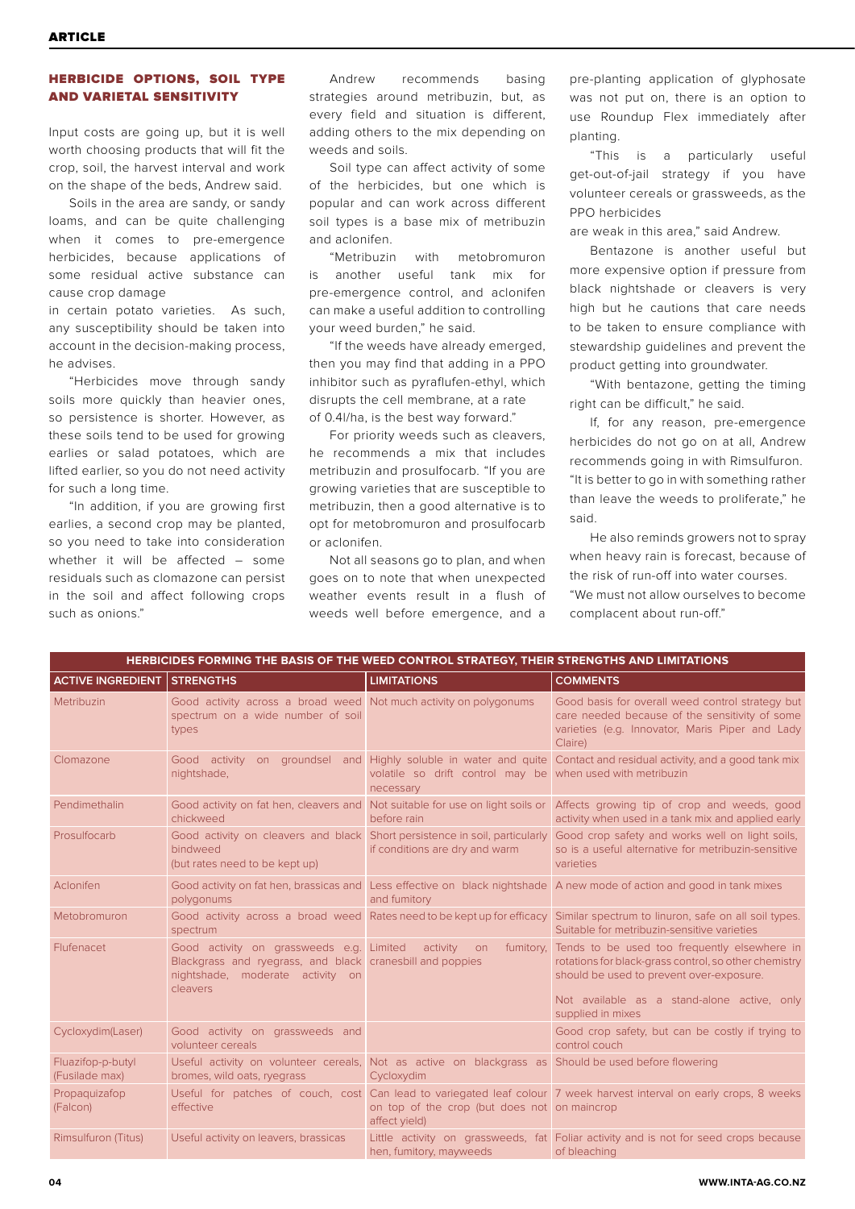## HERBICIDE OPTIONS, SOIL TYPE AND VARIETAL SENSITIVITY

Input costs are going up, but it is well worth choosing products that will fit the crop, soil, the harvest interval and work on the shape of the beds, Andrew said.

Soils in the area are sandy, or sandy loams, and can be quite challenging when it comes to pre-emergence herbicides, because applications of some residual active substance can cause crop damage in certain potato varieties. As such, any susceptibility should be taken into account in the decision-making process, he advises.

"Herbicides move through sandy soils more quickly than heavier ones, so persistence is shorter. However, as these soils tend to be used for growing earlies or salad potatoes, which are lifted earlier, so you do not need activity for such a long time.

"In addition, if you are growing first earlies, a second crop may be planted, so you need to take into consideration whether it will be affected – some residuals such as clomazone can persist in the soil and affect following crops such as onions."

Andrew recommends basing strategies around metribuzin, but, as every field and situation is different, adding others to the mix depending on weeds and soils.

Soil type can affect activity of some of the herbicides, but one which is popular and can work across different soil types is a base mix of metribuzin and aclonifen.

"Metribuzin with metobromuron is another useful tank mix for pre-emergence control, and aclonifen can make a useful addition to controlling your weed burden," he said.

"If the weeds have already emerged, then you may find that adding in a PPO inhibitor such as pyraflufen-ethyl, which disrupts the cell membrane, at a rate of 0.4l/ha, is the best way forward."

For priority weeds such as cleavers, he recommends a mix that includes metribuzin and prosulfocarb. "If you are growing varieties that are susceptible to metribuzin, then a good alternative is to opt for metobromuron and prosulfocarb or aclonifen.

Not all seasons go to plan, and when goes on to note that when unexpected weather events result in a flush of weeds well before emergence, and a pre-planting application of glyphosate was not put on, there is an option to use Roundup Flex immediately after planting.

"This is a particularly useful get-out-of-jail strategy if you have volunteer cereals or grassweeds, as the PPO herbicides are weak in this area," said Andrew.

Bentazone is another useful but more expensive option if pressure from black nightshade or cleavers is very high but he cautions that care needs to be taken to ensure compliance with stewardship guidelines and prevent the product getting into groundwater.

"With bentazone, getting the timing right can be difficult," he said.

If, for any reason, pre-emergence herbicides do not go on at all, Andrew recommends going in with Rimsulfuron. "It is better to go in with something rather than leave the weeds to proliferate," he said.

He also reminds growers not to spray when heavy rain is forecast, because of the risk of run-off into water courses. "We must not allow ourselves to become complacent about run-off."

**HERBICIDES FORMING THE BASIS OF THE WEED CONTROL STRATEGY, THEIR STRENGTHS AND LIMITATIONS**

| ACTIVE INGREDIENT | STRENGTHS | LIMITATIONS | COMMENTS |
|---|---|---|---|
| Metribuzin | Good activity across a broad weed spectrum on a wide number of soil types | Not much activity on polygonums | Good basis for overall weed control strategy but care needed because of the sensitivity of some varieties (e.g. Innovator, Maris Piper and Lady Claire) |
| Clomazone | Good activity on groundsel and nightshade, | Highly soluble in water and quite volatile so drift control may be necessary | Contact and residual activity, and a good tank mix when used with metribuzin |
| Pendimethalin | Good activity on fat hen, cleavers and chickweed | Not suitable for use on light soils or before rain | Affects growing tip of crop and weeds, good activity when used in a tank mix and applied early |
| Prosulfocarb | Good activity on cleavers and black bindweed (but rates need to be kept up) | Short persistence in soil, particularly if conditions are dry and warm | Good crop safety and works well on light soils, so is a useful alternative for metribuzin-sensitive varieties |
| Aclonifen | Good activity on fat hen, brassicas and polygonums | Less effective on black nightshade and fumitory | A new mode of action and good in tank mixes |
| Metobromuron | Good activity across a broad weed spectrum | Rates need to be kept up for efficacy | Similar spectrum to linuron, safe on all soil types. Suitable for metribuzin-sensitive varieties |
| Flufenacet | Good activity on grassweeds e.g. Blackgrass and ryegrass, and black nightshade, moderate activity on cleavers | Limited activity on fumitory, cranesbill and poppies | Tends to be used too frequently elsewhere in rotations for black-grass control, so other chemistry should be used to prevent over-exposure.<br><br>Not available as a stand-alone active, only supplied in mixes |
| Cycloxydim(Laser) | Good activity on grassweeds and volunteer cereals | | Good crop safety, but can be costly if trying to control couch |
| Fluazifop-p-butyl (Fusilade max) | Useful activity on volunteer cereals, bromes, wild oats, ryegrass | Not as active on blackgrass as Cycloxydim | Should be used before flowering |
| Propaquizafop (Falcon) | Useful for patches of couch, cost effective | Can lead to variegated leaf colour on top of the crop (but does not affect yield) | 7 week harvest interval on early crops, 8 weeks on maincrop |
| Rimsulfuron (Titus) | Useful activity on leavers, brassicas | Little activity on grassweeds, fat hen, fumitory, mayweeds | Foliar activity and is not for seed crops because of bleaching |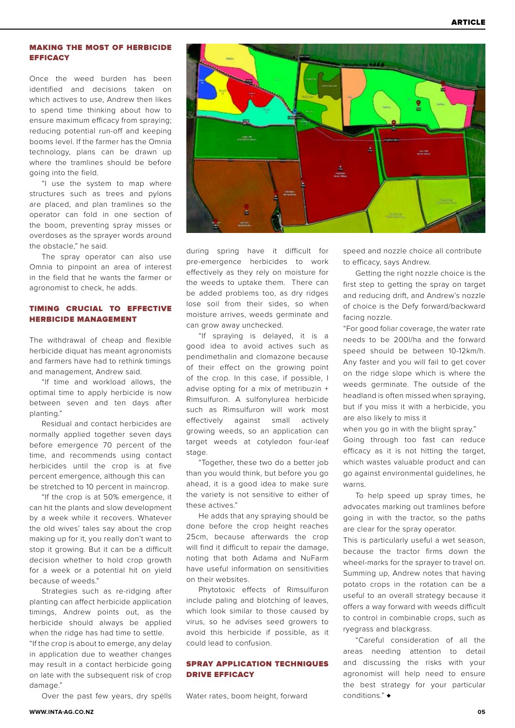### MAKING THE MOST OF HERBICIDE EFFICACY

Once the weed burden has been identified and decisions taken on which actives to use, Andrew then likes to spend time thinking about how to ensure maximum efficacy from spraying; reducing potential run-off and keeping booms level. If the farmer has the Omnia technology, plans can be drawn up where the tramlines should be before going into the field.

"I use the system to map where structures such as trees and pylons are placed, and plan tramlines so the operator can fold in one section of the boom, preventing spray misses or overdoses as the sprayer words around the obstacle," he said.

The spray operator can also use Omnia to pinpoint an area of interest in the field that he wants the farmer or agronomist to check, he adds.

### TIMING CRUCIAL TO EFFECTIVE HERBICIDE MANAGEMENT

The withdrawal of cheap and flexible herbicide diquat has meant agronomists and farmers have had to rethink timings and management, Andrew said.

"If time and workload allows, the optimal time to apply herbicide is now between seven and ten days after planting."

Residual and contact herbicides are normally applied together seven days before emergence 70 percent of the time, and recommends using contact herbicides until the crop is at five percent emergence, although this can be stretched to 10 percent in maincrop.

"If the crop is at 50% emergence, it can hit the plants and slow development by a week while it recovers. Whatever the old wives' tales say about the crop making up for it, you really don't want to stop it growing. But it can be a difficult decision whether to hold crop growth for a week or a potential hit on yield because of weeds."

Strategies such as re-ridging after planting can affect herbicide application timings, Andrew points out, as the herbicide should always be applied when the ridge has had time to settle.

"If the crop is about to emerge, any delay in application due to weather changes may result in a contact herbicide going on late with the subsequent risk of crop damage."

Over the past few years, dry spells during spring have it difficult for pre-emergence herbicides to work effectively as they rely on moisture for the weeds to uptake them. There can be added problems too, as dry ridges lose soil from their sides, so when moisture arrives, weeds germinate and can grow away unchecked.

"If spraying is delayed, it is a good idea to avoid actives such as pendimethalin and clomazone because of their effect on the growing point of the crop. In this case, if possible, I advise opting for a mix of metribuzin + Rimsulfuron. A sulfonylurea herbicide such as Rimsulfuron will work most effectively against small actively growing weeds, so an application can target weeds at cotyledon four-leaf stage.

"Together, these two do a better job than you would think, but before you go ahead, it is a good idea to make sure the variety is not sensitive to either of these actives."

He adds that any spraying should be done before the crop height reaches 25cm, because afterwards the crop will find it difficult to repair the damage, noting that both Adama and NuFarm have useful information on sensitivities on their websites.

Phytotoxic effects of Rimsulfuron include paling and blotching of leaves, which look similar to those caused by virus, so he advises seed growers to avoid this herbicide if possible, as it could lead to confusion.

### SPRAY APPLICATION TECHNIQUES DRIVE EFFICACY

Water rates, boom height, forward speed and nozzle choice all contribute to efficacy, says Andrew.

Getting the right nozzle choice is the first step to getting the spray on target and reducing drift, and Andrew's nozzle of choice is the Defy forward/backward facing nozzle.

"For good foliar coverage, the water rate needs to be 200l/ha and the forward speed should be between 10-12km/h. Any faster and you will fail to get cover on the ridge slope which is where the weeds germinate. The outside of the headland is often missed when spraying, but if you miss it with a herbicide, you are also likely to miss it when you go in with the blight spray."

Going through too fast can reduce efficacy as it is not hitting the target, which wastes valuable product and can go against environmental guidelines, he warns.

To help speed up spray times, he advocates marking out tramlines before going in with the tractor, so the paths are clear for the spray operator.

This is particularly useful a wet season, because the tractor firms down the wheel-marks for the sprayer to travel on.

Summing up, Andrew notes that having potato crops in the rotation can be a useful to an overall strategy because it offers a way forward with weeds difficult to control in combinable crops, such as ryegrass and blackgrass.

"Careful consideration of all the areas needing attention to detail and discussing the risks with your agronomist will help need to ensure the best strategy for your particular conditions." ◆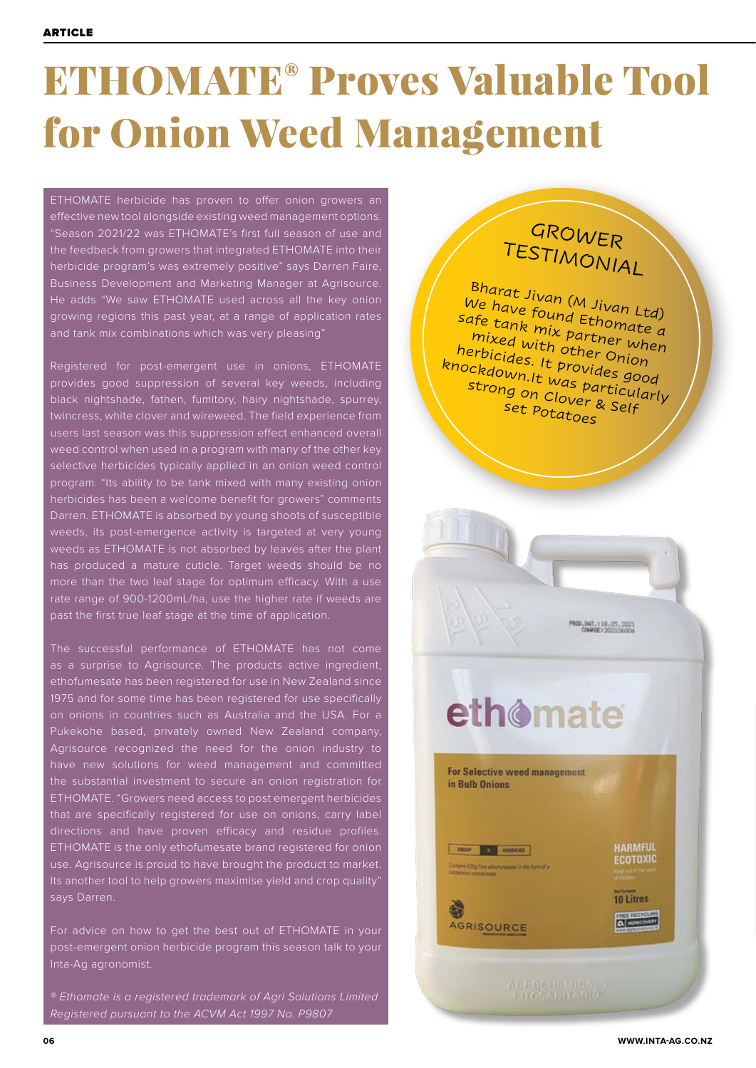ARTICLE

# ETHOMATE® Proves Valuable Tool for Onion Weed Management

ETHOMATE herbicide has proven to offer onion growers an effective new tool alongside existing weed management options. “Season 2021/22 was ETHOMATE’s first full season of use and the feedback from growers that integrated ETHOMATE into their herbicide program’s was extremely positive” says Darren Faire, Business Development and Marketing Manager at Agrisource. He adds “We saw ETHOMATE used across all the key onion growing regions this past year, at a range of application rates and tank mix combinations which was very pleasing”

Registered for post-emergent use in onions, ETHOMATE provides good suppression of several key weeds, including black nightshade, fathen, fumitory, hairy nightshade, spurrey, twincress, white clover and wireweed. The field experience from users last season was this suppression effect enhanced overall weed control when used in a program with many of the other key selective herbicides typically applied in an onion weed control program. “Its ability to be tank mixed with many existing onion herbicides has been a welcome benefit for growers” comments Darren. ETHOMATE is absorbed by young shoots of susceptible weeds, its post-emergence activity is targeted at very young weeds as ETHOMATE is not absorbed by leaves after the plant has produced a mature cuticle. Target weeds should be no more than the two leaf stage for optimum efficacy. With a use rate range of 900-1200mL/ha, use the higher rate if weeds are past the first true leaf stage at the time of application.

The successful performance of ETHOMATE has not come as a surprise to Agrisource. The products active ingredient, ethofumesate has been registered for use in New Zealand since 1975 and for some time has been registered for use specifically on onions in countries such as Australia and the USA. For a Pukekohe based, privately owned New Zealand company, Agrisource recognized the need for the onion industry to have new solutions for weed management and committed the substantial investment to secure an onion registration for ETHOMATE. “Growers need access to post emergent herbicides that are specifically registered for use on onions, carry label directions and have proven efficacy and residue profiles. ETHOMATE is the only ethofumesate brand registered for onion use. Agrisource is proud to have brought the product to market. Its another tool to help growers maximise yield and crop quality” says Darren.

For advice on how to get the best out of ETHOMATE in your post-emergent onion herbicide program this season talk to your Inta-Ag agronomist.

*® Ethomate is a registered trademark of Agri Solutions Limited Registered pursuant to the ACVM Act 1997 No. P9807*

## GROWER TESTIMONIAL

Bharat Jivan (M Jivan Ltd)
We have found Ethomate a safe tank mix partner when mixed with other Onion herbicides. It provides good knockdown.It was particularly strong on Clover & Self set Potatoes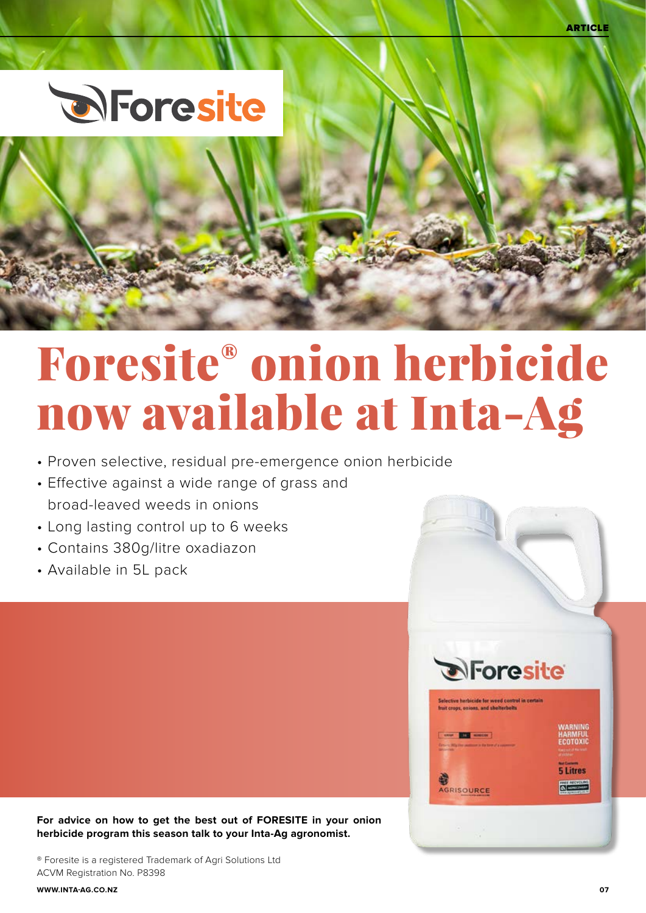# Foresite® onion herbicide now available at Inta-Ag

- Proven selective, residual pre-emergence onion herbicide
- Effective against a wide range of grass and broad-leaved weeds in onions
- Long lasting control up to 6 weeks
- Contains 380g/litre oxadiazon
- Available in 5L pack

**For advice on how to get the best out of FORESITE in your onion herbicide program this season talk to your Inta-Ag agronomist.**

® Foresite is a registered Trademark of Agri Solutions Ltd
ACVM Registration No. P8398

WWW.INTA-AG.CO.NZ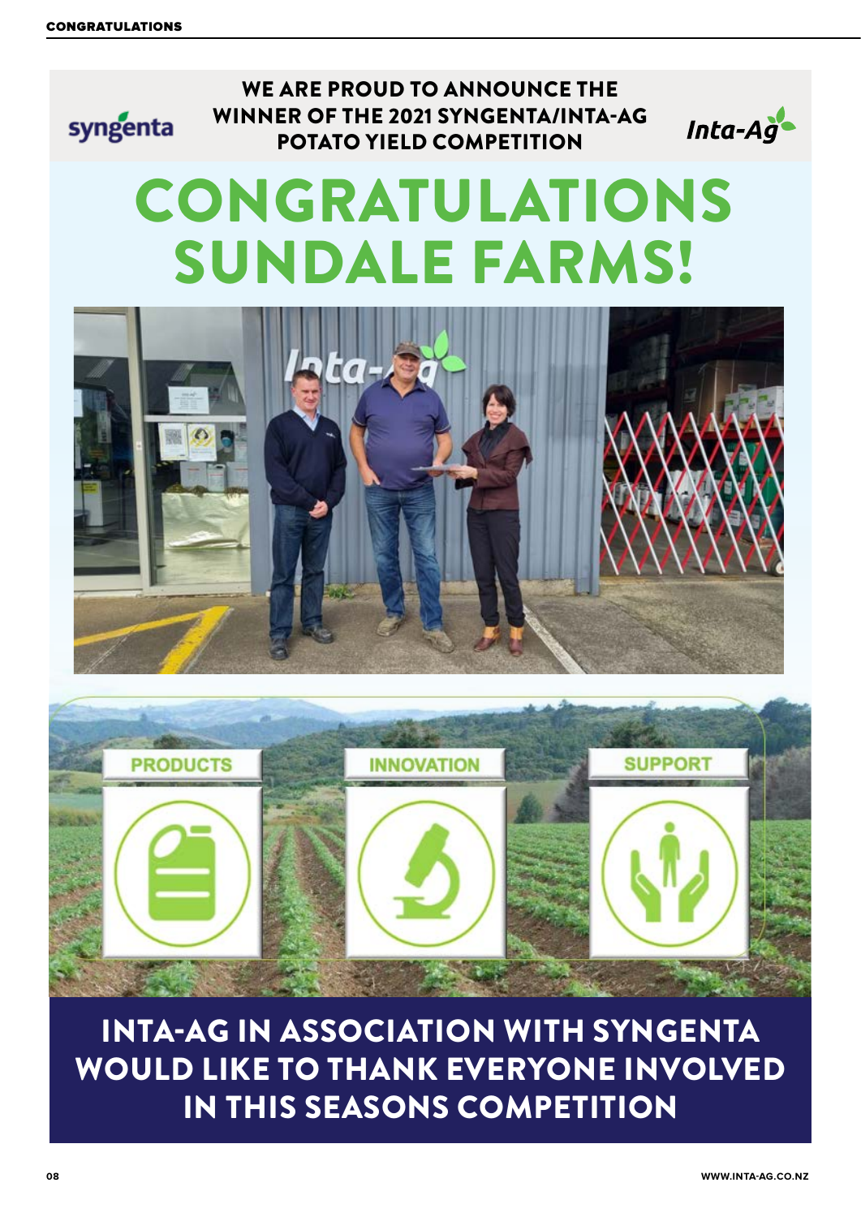WE ARE PROUD TO ANNOUNCE THE WINNER OF THE 2021 SYNGENTA/INTA-AG POTATO YIELD COMPETITION

# CONGRATULATIONS SUNDALE FARMS!

PRODUCTS

INNOVATION

SUPPORT

## INTA-AG IN ASSOCIATION WITH SYNGENTA WOULD LIKE TO THANK EVERYONE INVOLVED IN THIS SEASONS COMPETITION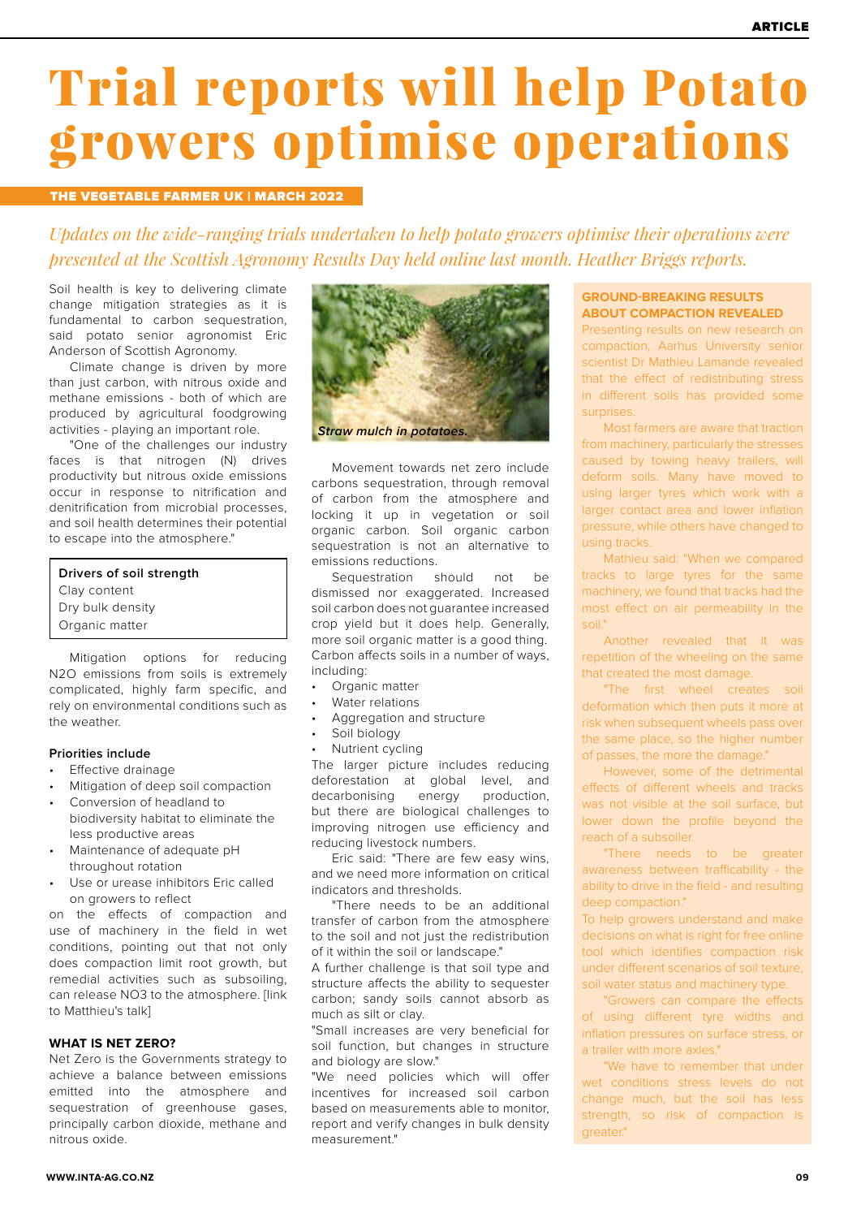# Trial reports will help Potato growers optimise operations

**THE VEGETABLE FARMER UK | MARCH 2022**

*Updates on the wide-ranging trials undertaken to help potato growers optimise their operations were presented at the Scottish Agronomy Results Day held online last month. Heather Briggs reports.*

Soil health is key to delivering climate change mitigation strategies as it is fundamental to carbon sequestration, said potato senior agronomist Eric Anderson of Scottish Agronomy.

Climate change is driven by more than just carbon, with nitrous oxide and methane emissions - both of which are produced by agricultural foodgrowing activities - playing an important role.

"One of the challenges our industry faces is that nitrogen (N) drives productivity but nitrous oxide emissions occur in response to nitrification and denitrification from microbial processes, and soil health determines their potential to escape into the atmosphere."

| Drivers of soil strength |
|---|
| Clay content |
| Dry bulk density |
| Organic matter |

Mitigation options for reducing N2O emissions from soils is extremely complicated, highly farm specific, and rely on environmental conditions such as the weather.

**Priorities include**

- Effective drainage
- Mitigation of deep soil compaction
- Conversion of headland to biodiversity habitat to eliminate the less productive areas
- Maintenance of adequate pH throughout rotation
- Use or urease inhibitors Eric called on growers to reflect

on the effects of compaction and use of machinery in the field in wet conditions, pointing out that not only does compaction limit root growth, but remedial activities such as subsoiling, can release NO3 to the atmosphere. [link to Matthieu's talk]

### WHAT IS NET ZERO?

Net Zero is the Governments strategy to achieve a balance between emissions emitted into the atmosphere and sequestration of greenhouse gases, principally carbon dioxide, methane and nitrous oxide.

*Straw mulch in potatoes.*

Movement towards net zero include carbons sequestration, through removal of carbon from the atmosphere and locking it up in vegetation or soil organic carbon. Soil organic carbon sequestration is not an alternative to emissions reductions.

Sequestration should not be dismissed nor exaggerated. Increased soil carbon does not guarantee increased crop yield but it does help. Generally, more soil organic matter is a good thing. Carbon affects soils in a number of ways, including:

- Organic matter
- Water relations
- Aggregation and structure
- Soil biology
- Nutrient cycling

The larger picture includes reducing deforestation at global level, and decarbonising energy production, but there are biological challenges to improving nitrogen use efficiency and reducing livestock numbers.

Eric said: "There are few easy wins, and we need more information on critical indicators and thresholds.

"There needs to be an additional transfer of carbon from the atmosphere to the soil and not just the redistribution of it within the soil or landscape."

A further challenge is that soil type and structure affects the ability to sequester carbon; sandy soils cannot absorb as much as silt or clay.

"Small increases are very beneficial for soil function, but changes in structure and biology are slow."

"We need policies which will offer incentives for increased soil carbon based on measurements able to monitor, report and verify changes in bulk density measurement."

### GROUND-BREAKING RESULTS ABOUT COMPACTION REVEALED

Presenting results on new research on compaction, Aarhus University senior scientist Dr Mathieu Lamande revealed that the effect of redistributing stress in different soils has provided some surprises.

Most farmers are aware that traction from machinery, particularly the stresses caused by towing heavy trailers, will deform soils. Many have moved to using larger tyres which work with a larger contact area and lower inflation pressure, while others have changed to using tracks.

Mathieu said: "When we compared tracks to large tyres for the same machinery, we found that tracks had the most effect on air permeability in the soil."

Another revealed that it was repetition of the wheeling on the same that created the most damage.

"The first wheel creates soil deformation which then puts it more at risk when subsequent wheels pass over the same place, so the higher number of passes, the more the damage."

However, some of the detrimental effects of different wheels and tracks was not visible at the soil surface, but lower down the profile beyond the reach of a subsoiler.

"There needs to be greater awareness between trafficability - the ability to drive in the field - and resulting deep compaction."

To help growers understand and make decisions on what is right for free online tool which identifies compaction risk under different scenarios of soil texture, soil water status and machinery type.

"Growers can compare the effects of using different tyre widths and inflation pressures on surface stress, or a trailer with more axles."

"We have to remember that under wet conditions stress levels do not change much, but the soil has less strength, so risk of compaction is greater."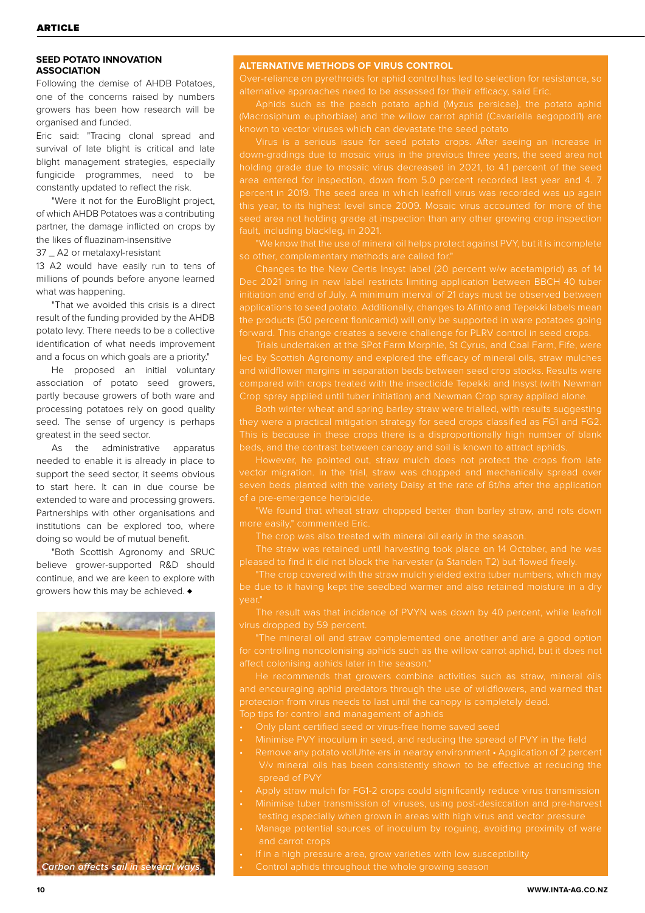## SEED POTATO INNOVATION ASSOCIATION

Following the demise of AHDB Potatoes, one of the concerns raised by numbers growers has been how research will be organised and funded.

Eric said: "Tracing clonal spread and survival of late blight is critical and late blight management strategies, especially fungicide programmes, need to be constantly updated to reflect the risk.

"Were it not for the EuroBlight project, of which AHDB Potatoes was a contributing partner, the damage inflicted on crops by the likes of fluazinam-insensitive

37 _ A2 or metalaxyl-resistant

13 A2 would have easily run to tens of millions of pounds before anyone learned what was happening.

"That we avoided this crisis is a direct result of the funding provided by the AHDB potato levy. There needs to be a collective identification of what needs improvement and a focus on which goals are a priority."

He proposed an initial voluntary association of potato seed growers, partly because growers of both ware and processing potatoes rely on good quality seed. The sense of urgency is perhaps greatest in the seed sector.

As the administrative apparatus needed to enable it is already in place to support the seed sector, it seems obvious to start here. It can in due course be extended to ware and processing growers. Partnerships with other organisations and institutions can be explored too, where doing so would be of mutual benefit.

"Both Scottish Agronomy and SRUC believe grower-supported R&D should continue, and we are keen to explore with growers how this may be achieved. ◆

*Carbon affects soil in several ways.*

## ALTERNATIVE METHODS OF VIRUS CONTROL

Over-reliance on pyrethroids for aphid control has led to selection for resistance, so alternative approaches need to be assessed for their efficacy, said Eric.

Aphids such as the peach potato aphid (Myzus persicae), the potato aphid (Macrosiphum euphorbiae) and the willow carrot aphid (Cavariella aegopodi1) are known to vector viruses which can devastate the seed potato

Virus is a serious issue for seed potato crops. After seeing an increase in down-gradings due to mosaic virus in the previous three years, the seed area not holding grade due to mosaic virus decreased in 2021, to 4.1 percent of the seed area entered for inspection, down from 5.0 percent recorded last year and 4. 7 percent in 2019. The seed area in which leafroll virus was recorded was up again this year, to its highest level since 2009. Mosaic virus accounted for more of the seed area not holding grade at inspection than any other growing crop inspection fault, including blackleg, in 2021.

"We know that the use of mineral oil helps protect against PVY, but it is incomplete so other, complementary methods are called for."

Changes to the New Certis Insyst label (20 percent w/w acetamiprid) as of 14 Dec 2021 bring in new label restricts limiting application between BBCH 40 tuber initiation and end of July. A minimum interval of 21 days must be observed between applications to seed potato. Additionally, changes to Afinto and Tepekki labels mean the products (50 percent flonicamid) will only be supported in ware potatoes going forward. This change creates a severe challenge for PLRV control in seed crops.

Trials undertaken at the SPot Farm Morphie, St Cyrus, and Coal Farm, Fife, were led by Scottish Agronomy and explored the efficacy of mineral oils, straw mulches and wildflower margins in separation beds between seed crop stocks. Results were compared with crops treated with the insecticide Tepekki and Insyst (with Newman Crop spray applied until tuber initiation) and Newman Crop spray applied alone.

Both winter wheat and spring barley straw were trialled, with results suggesting they were a practical mitigation strategy for seed crops classified as FG1 and FG2. This is because in these crops there is a disproportionally high number of blank beds, and the contrast between canopy and soil is known to attract aphids.

However, he pointed out, straw mulch does not protect the crops from late vector migration. In the trial, straw was chopped and mechanically spread over seven beds planted with the variety Daisy at the rate of 6t/ha after the application of a pre-emergence herbicide.

"We found that wheat straw chopped better than barley straw, and rots down more easily," commented Eric.

The crop was also treated with mineral oil early in the season.

The straw was retained until harvesting took place on 14 October, and he was pleased to find it did not block the harvester (a Standen T2) but flowed freely.

"The crop covered with the straw mulch yielded extra tuber numbers, which may be due to it having kept the seedbed warmer and also retained moisture in a dry year."

The result was that incidence of PVYN was down by 40 percent, while leafroll virus dropped by 59 percent.

"The mineral oil and straw complemented one another and are a good option for controlling noncolonising aphids such as the willow carrot aphid, but it does not affect colonising aphids later in the season."

He recommends that growers combine activities such as straw, mineral oils and encouraging aphid predators through the use of wildflowers, and warned that protection from virus needs to last until the canopy is completely dead.

Top tips for control and management of aphids

- Only plant certified seed or virus-free home saved seed
- Minimise PVY inoculum in seed, and reducing the spread of PVY in the field
- Remove any potato volUhte-ers in nearby environment • Application of 2 percent V/v mineral oils has been consistently shown to be effective at reducing the spread of PVY
- Apply straw mulch for FG1-2 crops could significantly reduce virus transmission
- Minimise tuber transmission of viruses, using post-desiccation and pre-harvest testing especially when grown in areas with high virus and vector pressure
- Manage potential sources of inoculum by roguing, avoiding proximity of ware and carrot crops
- If in a high pressure area, grow varieties with low susceptibility
- Control aphids throughout the whole growing season